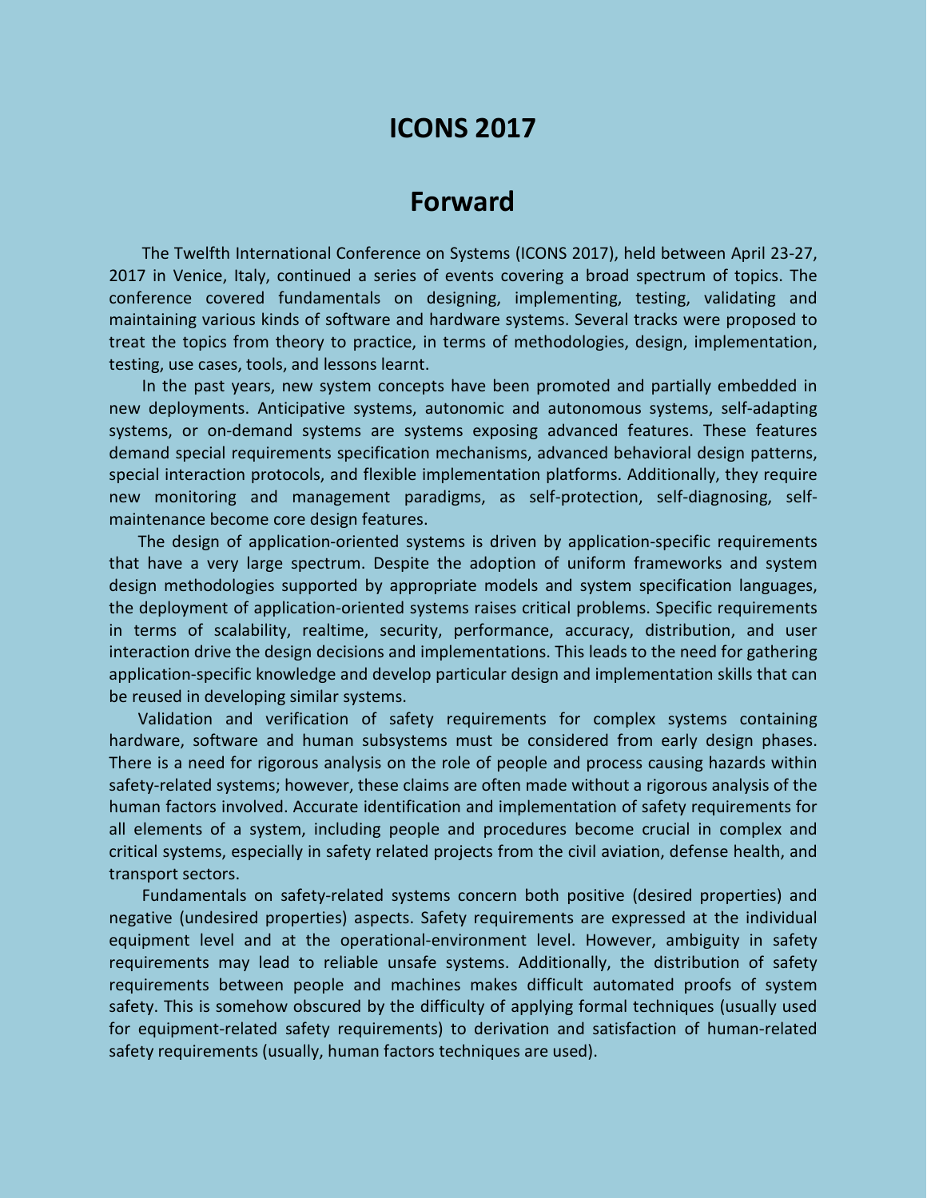# ICONS 2017

## Forward

The Twelfth International Conference on Systems (ICONS 2017), held between April 23-27, 2017 in Venice, Italy, continued a series of events covering a broad spectrum of topics. The conference covered fundamentals on designing, implementing, testing, validating and maintaining various kinds of software and hardware systems. Several tracks were proposed to treat the topics from theory to practice, in terms of methodologies, design, implementation, testing, use cases, tools, and lessons learnt.

In the past years, new system concepts have been promoted and partially embedded in new deployments. Anticipative systems, autonomic and autonomous systems, self-adapting systems, or on-demand systems are systems exposing advanced features. These features demand special requirements specification mechanisms, advanced behavioral design patterns, special interaction protocols, and flexible implementation platforms. Additionally, they require new monitoring and management paradigms, as self-protection, self-diagnosing, self-maintenance become core design features.

The design of application-oriented systems is driven by application-specific requirements that have a very large spectrum. Despite the adoption of uniform frameworks and system design methodologies supported by appropriate models and system specification languages, the deployment of application-oriented systems raises critical problems. Specific requirements in terms of scalability, realtime, security, performance, accuracy, distribution, and user interaction drive the design decisions and implementations. This leads to the need for gathering application-specific knowledge and develop particular design and implementation skills that can be reused in developing similar systems.

Validation and verification of safety requirements for complex systems containing hardware, software and human subsystems must be considered from early design phases. There is a need for rigorous analysis on the role of people and process causing hazards within safety-related systems; however, these claims are often made without a rigorous analysis of the human factors involved. Accurate identification and implementation of safety requirements for all elements of a system, including people and procedures become crucial in complex and critical systems, especially in safety related projects from the civil aviation, defense health, and transport sectors.

Fundamentals on safety-related systems concern both positive (desired properties) and negative (undesired properties) aspects. Safety requirements are expressed at the individual equipment level and at the operational-environment level. However, ambiguity in safety requirements may lead to reliable unsafe systems. Additionally, the distribution of safety requirements between people and machines makes difficult automated proofs of system safety. This is somehow obscured by the difficulty of applying formal techniques (usually used for equipment-related safety requirements) to derivation and satisfaction of human-related safety requirements (usually, human factors techniques are used).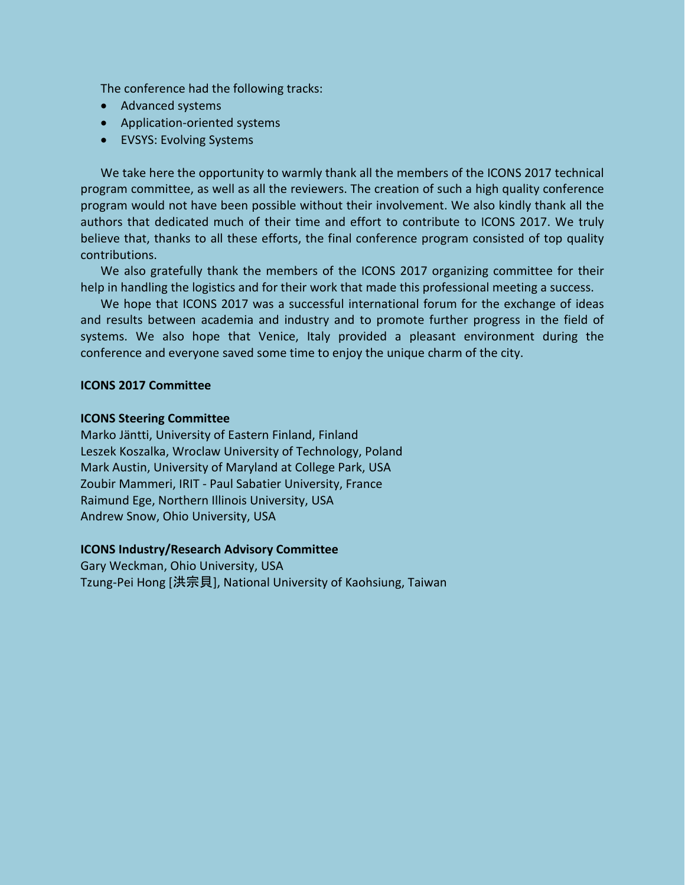The conference had the following tracks:

- Advanced systems
- Application-oriented systems
- EVSYS: Evolving Systems

We take here the opportunity to warmly thank all the members of the ICONS 2017 technical program committee, as well as all the reviewers. The creation of such a high quality conference program would not have been possible without their involvement. We also kindly thank all the authors that dedicated much of their time and effort to contribute to ICONS 2017. We truly believe that, thanks to all these efforts, the final conference program consisted of top quality contributions.

We also gratefully thank the members of the ICONS 2017 organizing committee for their help in handling the logistics and for their work that made this professional meeting a success.

We hope that ICONS 2017 was a successful international forum for the exchange of ideas and results between academia and industry and to promote further progress in the field of systems. We also hope that Venice, Italy provided a pleasant environment during the conference and everyone saved some time to enjoy the unique charm of the city.

**ICONS 2017 Committee**

**ICONS Steering Committee**

Marko Jäntti, University of Eastern Finland, Finland
Leszek Koszalka, Wroclaw University of Technology, Poland
Mark Austin, University of Maryland at College Park, USA
Zoubir Mammeri, IRIT - Paul Sabatier University, France
Raimund Ege, Northern Illinois University, USA
Andrew Snow, Ohio University, USA

**ICONS Industry/Research Advisory Committee**

Gary Weckman, Ohio University, USA
Tzung-Pei Hong [洪宗貝], National University of Kaohsiung, Taiwan